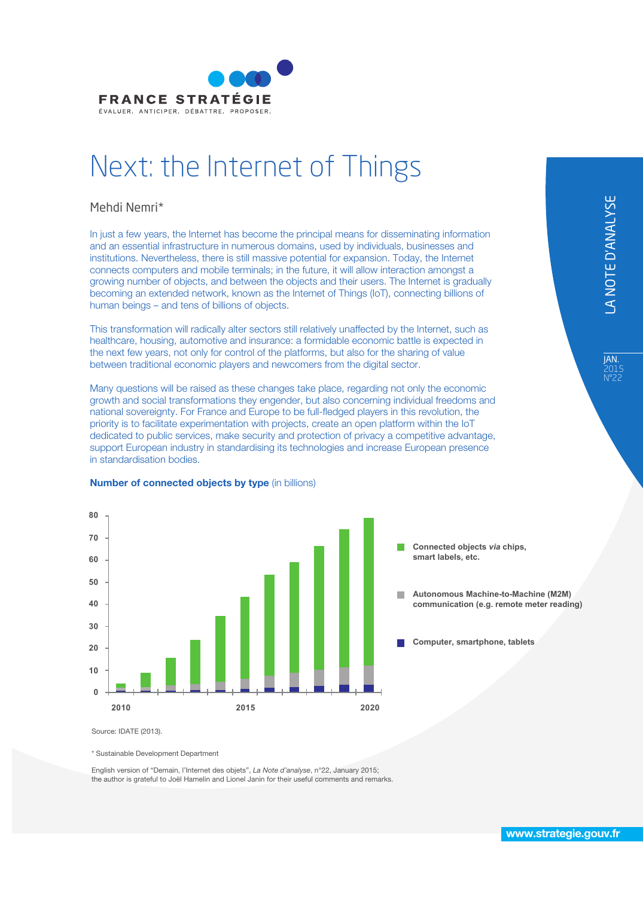FRANCE STRATÉGIE

ÉVALUER. ANTICIPER. DÉBATTRE. PROPOSER.

# Next: the Internet of Things

Mehdi Nemri*

LA NOTE D'ANALYSE

JAN. 2015 N°22

In just a few years, the Internet has become the principal means for disseminating information and an essential infrastructure in numerous domains, used by individuals, businesses and institutions. Nevertheless, there is still massive potential for expansion. Today, the Internet connects computers and mobile terminals; in the future, it will allow interaction amongst a growing number of objects, and between the objects and their users. The Internet is gradually becoming an extended network, known as the Internet of Things (IoT), connecting billions of human beings – and tens of billions of objects.

This transformation will radically alter sectors still relatively unaffected by the Internet, such as healthcare, housing, automotive and insurance: a formidable economic battle is expected in the next few years, not only for control of the platforms, but also for the sharing of value between traditional economic players and newcomers from the digital sector.

Many questions will be raised as these changes take place, regarding not only the economic growth and social transformations they engender, but also concerning individual freedoms and national sovereignty. For France and Europe to be full-fledged players in this revolution, the priority is to facilitate experimentation with projects, create an open platform within the IoT dedicated to public services, make security and protection of privacy a competitive advantage, support European industry in standardising its technologies and increase European presence in standardisation bodies.

**Number of connected objects by type** (in billions)

Legend:
- Connected objects *via* chips, smart labels, etc.
- Autonomous Machine-to-Machine (M2M) communication (e.g. remote meter reading)
- Computer, smartphone, tablets

Source: IDATE (2013).

* Sustainable Development Department

English version of "Demain, l'Internet des objets", *La Note d'analyse*, n°22, January 2015; the author is grateful to Joël Hamelin and Lionel Janin for their useful comments and remarks.

www.strategie.gouv.fr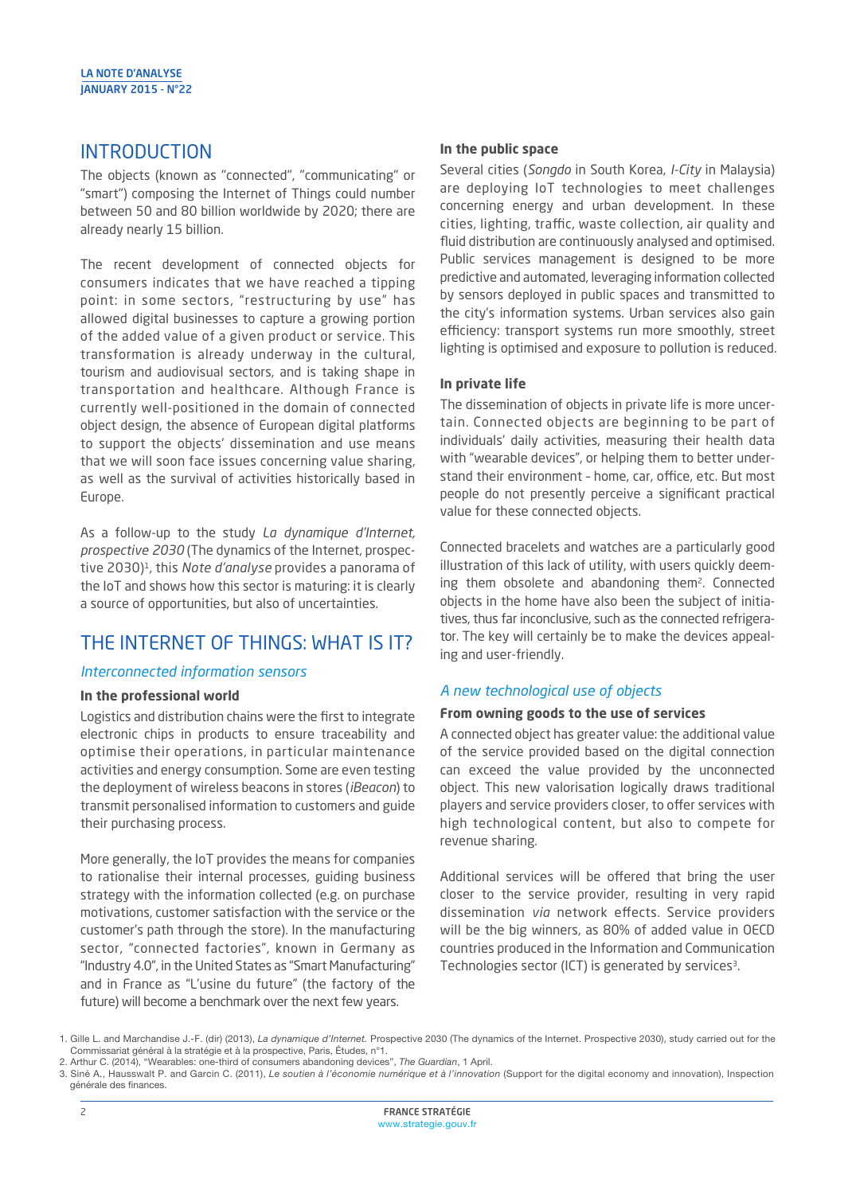## INTRODUCTION

The objects (known as "connected", "communicating" or "smart") composing the Internet of Things could number between 50 and 80 billion worldwide by 2020; there are already nearly 15 billion.

The recent development of connected objects for consumers indicates that we have reached a tipping point: in some sectors, "restructuring by use" has allowed digital businesses to capture a growing portion of the added value of a given product or service. This transformation is already underway in the cultural, tourism and audiovisual sectors, and is taking shape in transportation and healthcare. Although France is currently well-positioned in the domain of connected object design, the absence of European digital platforms to support the objects' dissemination and use means that we will soon face issues concerning value sharing, as well as the survival of activities historically based in Europe.

As a follow-up to the study *La dynamique d'Internet, prospective 2030* (The dynamics of the Internet, prospective 2030)[1], this *Note d'analyse* provides a panorama of the IoT and shows how this sector is maturing: it is clearly a source of opportunities, but also of uncertainties.

## THE INTERNET OF THINGS: WHAT IS IT?

### *Interconnected information sensors*

**In the professional world**

Logistics and distribution chains were the first to integrate electronic chips in products to ensure traceability and optimise their operations, in particular maintenance activities and energy consumption. Some are even testing the deployment of wireless beacons in stores (*iBeacon*) to transmit personalised information to customers and guide their purchasing process.

More generally, the IoT provides the means for companies to rationalise their internal processes, guiding business strategy with the information collected (e.g. on purchase motivations, customer satisfaction with the service or the customer's path through the store). In the manufacturing sector, "connected factories", known in Germany as "Industry 4.0", in the United States as "Smart Manufacturing" and in France as "L'usine du future" (the factory of the future) will become a benchmark over the next few years.

**In the public space**

Several cities (*Songdo* in South Korea, *I-City* in Malaysia) are deploying IoT technologies to meet challenges concerning energy and urban development. In these cities, lighting, traffic, waste collection, air quality and fluid distribution are continuously analysed and optimised. Public services management is designed to be more predictive and automated, leveraging information collected by sensors deployed in public spaces and transmitted to the city's information systems. Urban services also gain efficiency: transport systems run more smoothly, street lighting is optimised and exposure to pollution is reduced.

**In private life**

The dissemination of objects in private life is more uncertain. Connected objects are beginning to be part of individuals' daily activities, measuring their health data with "wearable devices", or helping them to better understand their environment - home, car, office, etc. But most people do not presently perceive a significant practical value for these connected objects.

Connected bracelets and watches are a particularly good illustration of this lack of utility, with users quickly deeming them obsolete and abandoning them[2]. Connected objects in the home have also been the subject of initiatives, thus far inconclusive, such as the connected refrigerator. The key will certainly be to make the devices appealing and user-friendly.

### *A new technological use of objects*

**From owning goods to the use of services**

A connected object has greater value: the additional value of the service provided based on the digital connection can exceed the value provided by the unconnected object. This new valorisation logically draws traditional players and service providers closer, to offer services with high technological content, but also to compete for revenue sharing.

Additional services will be offered that bring the user closer to the service provider, resulting in very rapid dissemination *via* network effects. Service providers will be the big winners, as 80% of added value in OECD countries produced in the Information and Communication Technologies sector (ICT) is generated by services[3].

---

1. Gille L. and Marchandise J.-F. (dir) (2013), *La dynamique d'Internet.* Prospective 2030 (The dynamics of the Internet. Prospective 2030), study carried out for the Commissariat général à la stratégie et à la prospective, Paris, Études, n°1.
2. Arthur C. (2014), "Wearables: one-third of consumers abandoning devices", *The Guardian*, 1 April.
3. Siné A., Hausswalt P. and Garcin C. (2011), *Le soutien à l'économie numérique et à l'innovation* (Support for the digital economy and innovation), Inspection générale des finances.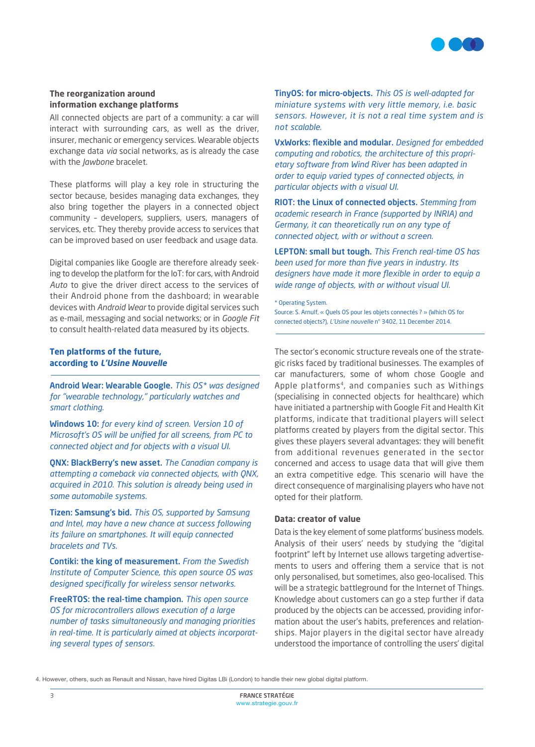### The reorganization around information exchange platforms

All connected objects are part of a community: a car will interact with surrounding cars, as well as the driver, insurer, mechanic or emergency services. Wearable objects exchange data *via* social networks, as is already the case with the *Jawbone* bracelet.

These platforms will play a key role in structuring the sector because, besides managing data exchanges, they also bring together the players in a connected object community - developers, suppliers, users, managers of services, etc. They thereby provide access to services that can be improved based on user feedback and usage data.

Digital companies like Google are therefore already seeking to develop the platform for the IoT: for cars, with Android *Auto* to give the driver direct access to the services of their Android phone from the dashboard; in wearable devices with *Android Wear* to provide digital services such as e-mail, messaging and social networks; or in *Google Fit* to consult health-related data measured by its objects.

### Ten platforms of the future, according to *L'Usine Nouvelle*

**Android Wear: Wearable Google.** *This OS\* was designed for "wearable technology," particularly watches and smart clothing.*

**Windows 10:** *for every kind of screen. Version 10 of Microsoft's OS will be unified for all screens, from PC to connected object and for objects with a visual UI.*

**QNX: BlackBerry's new asset.** *The Canadian company is attempting a comeback via connected objects, with QNX, acquired in 2010. This solution is already being used in some automobile systems.*

**Tizen: Samsung's bid.** *This OS, supported by Samsung and Intel, may have a new chance at success following its failure on smartphones. It will equip connected bracelets and TVs.*

**Contiki: the king of measurement.** *From the Swedish Institute of Computer Science, this open source OS was designed specifically for wireless sensor networks.*

**FreeRTOS: the real-time champion.** *This open source OS for microcontrollers allows execution of a large number of tasks simultaneously and managing priorities in real-time. It is particularly aimed at objects incorporating several types of sensors.*

**TinyOS: for micro-objects.** *This OS is well-adapted for miniature systems with very little memory, i.e. basic sensors. However, it is not a real time system and is not scalable.*

**VxWorks: flexible and modular.** *Designed for embedded computing and robotics, the architecture of this proprietary software from Wind River has been adapted in order to equip varied types of connected objects, in particular objects with a visual UI.*

**RIOT: the Linux of connected objects.** *Stemming from academic research in France (supported by INRIA) and Germany, it can theoretically run on any type of connected object, with or without a screen.*

**LEPTON: small but tough.** *This French real-time OS has been used for more than five years in industry. Its designers have made it more flexible in order to equip a wide range of objects, with or without visual UI.*

\* Operating System.
Source: S. Arnulf, « Quels OS pour les objets connectés ? » (Which OS for connected objects?), *L'Usine nouvelle* n° 3402, 11 December 2014.

The sector's economic structure reveals one of the strategic risks faced by traditional businesses. The examples of car manufacturers, some of whom chose Google and Apple platforms[4], and companies such as Withings (specialising in connected objects for healthcare) which have initiated a partnership with Google Fit and Health Kit platforms, indicate that traditional players will select platforms created by players from the digital sector. This gives these players several advantages: they will benefit from additional revenues generated in the sector concerned and access to usage data that will give them an extra competitive edge. This scenario will have the direct consequence of marginalising players who have not opted for their platform.

### Data: creator of value

Data is the key element of some platforms' business models. Analysis of their users' needs by studying the "digital footprint" left by Internet use allows targeting advertisements to users and offering them a service that is not only personalised, but sometimes, also geo-localised. This will be a strategic battleground for the Internet of Things. Knowledge about customers can go a step further if data produced by the objects can be accessed, providing information about the user's habits, preferences and relationships. Major players in the digital sector have already understood the importance of controlling the users' digital

4. However, others, such as Renault and Nissan, have hired Digitas LBi (London) to handle their new global digital platform.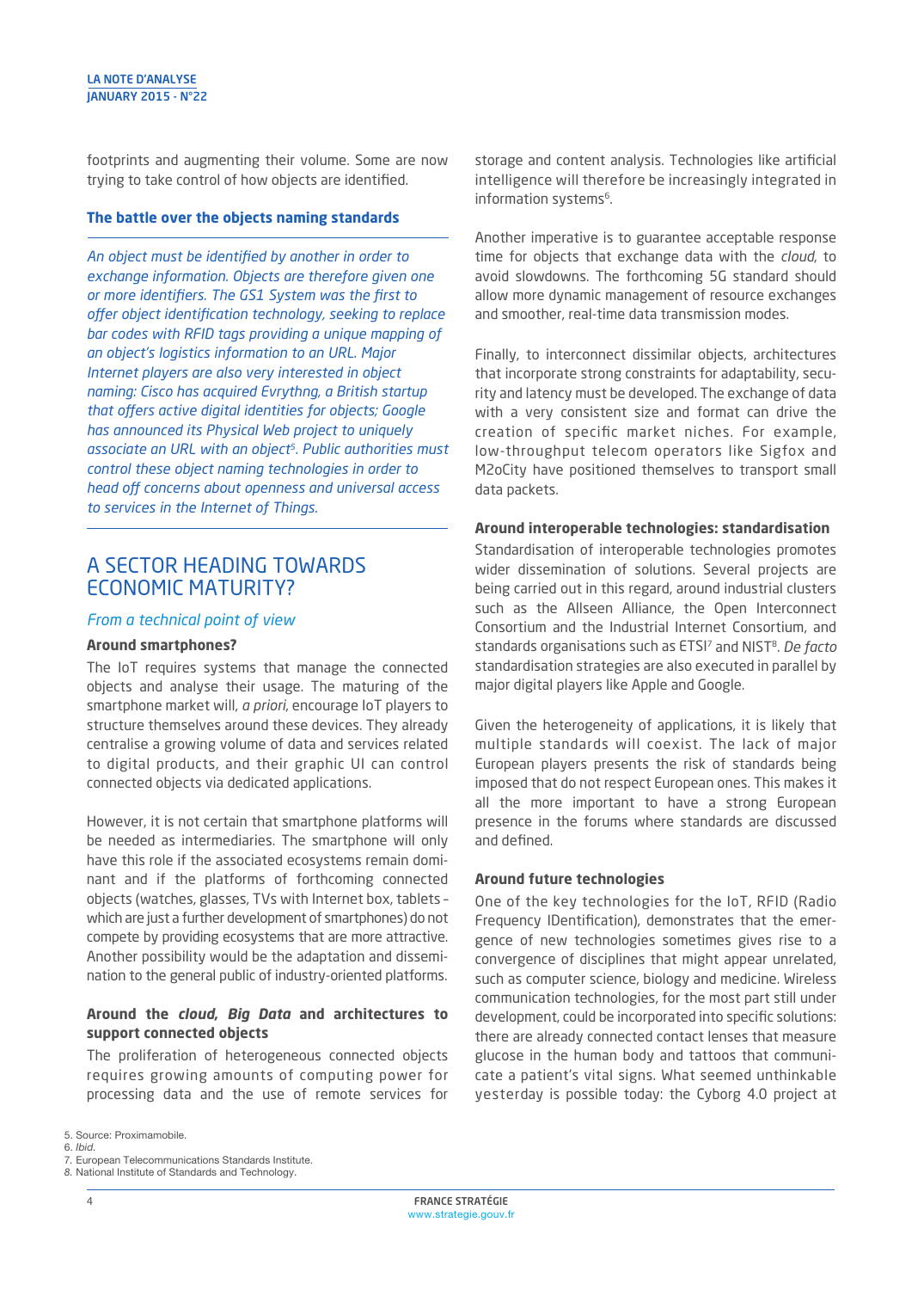footprints and augmenting their volume. Some are now trying to take control of how objects are identified.

**The battle over the objects naming standards**

*An object must be identified by another in order to exchange information. Objects are therefore given one or more identifiers. The GS1 System was the first to offer object identification technology, seeking to replace bar codes with RFID tags providing a unique mapping of an object's logistics information to an URL. Major Internet players are also very interested in object naming: Cisco has acquired Evrythng, a British startup that offers active digital identities for objects; Google has announced its Physical Web project to uniquely associate an URL with an object[5]. Public authorities must control these object naming technologies in order to head off concerns about openness and universal access to services in the Internet of Things.*

## A SECTOR HEADING TOWARDS ECONOMIC MATURITY?

### *From a technical point of view*

**Around smartphones?**

The IoT requires systems that manage the connected objects and analyse their usage. The maturing of the smartphone market will, *a priori*, encourage IoT players to structure themselves around these devices. They already centralise a growing volume of data and services related to digital products, and their graphic UI can control connected objects via dedicated applications.

However, it is not certain that smartphone platforms will be needed as intermediaries. The smartphone will only have this role if the associated ecosystems remain dominant and if the platforms of forthcoming connected objects (watches, glasses, TVs with Internet box, tablets – which are just a further development of smartphones) do not compete by providing ecosystems that are more attractive. Another possibility would be the adaptation and dissemination to the general public of industry-oriented platforms.

**Around the *cloud, Big Data* and architectures to support connected objects**

The proliferation of heterogeneous connected objects requires growing amounts of computing power for processing data and the use of remote services for storage and content analysis. Technologies like artificial intelligence will therefore be increasingly integrated in information systems[6].

Another imperative is to guarantee acceptable response time for objects that exchange data with the *cloud*, to avoid slowdowns. The forthcoming 5G standard should allow more dynamic management of resource exchanges and smoother, real-time data transmission modes.

Finally, to interconnect dissimilar objects, architectures that incorporate strong constraints for adaptability, security and latency must be developed. The exchange of data with a very consistent size and format can drive the creation of specific market niches. For example, low-throughput telecom operators like Sigfox and M2oCity have positioned themselves to transport small data packets.

**Around interoperable technologies: standardisation**

Standardisation of interoperable technologies promotes wider dissemination of solutions. Several projects are being carried out in this regard, around industrial clusters such as the Allseen Alliance, the Open Interconnect Consortium and the Industrial Internet Consortium, and standards organisations such as ETSI[7] and NIST[8]. *De facto* standardisation strategies are also executed in parallel by major digital players like Apple and Google.

Given the heterogeneity of applications, it is likely that multiple standards will coexist. The lack of major European players presents the risk of standards being imposed that do not respect European ones. This makes it all the more important to have a strong European presence in the forums where standards are discussed and defined.

**Around future technologies**

One of the key technologies for the IoT, RFID (Radio Frequency IDentification), demonstrates that the emergence of new technologies sometimes gives rise to a convergence of disciplines that might appear unrelated, such as computer science, biology and medicine. Wireless communication technologies, for the most part still under development, could be incorporated into specific solutions: there are already connected contact lenses that measure glucose in the human body and tattoos that communicate a patient's vital signs. What seemed unthinkable yesterday is possible today: the Cyborg 4.0 project at

5. Source: Proximamobile.
6. *Ibid.*
7. European Telecommunications Standards Institute.
8. National Institute of Standards and Technology.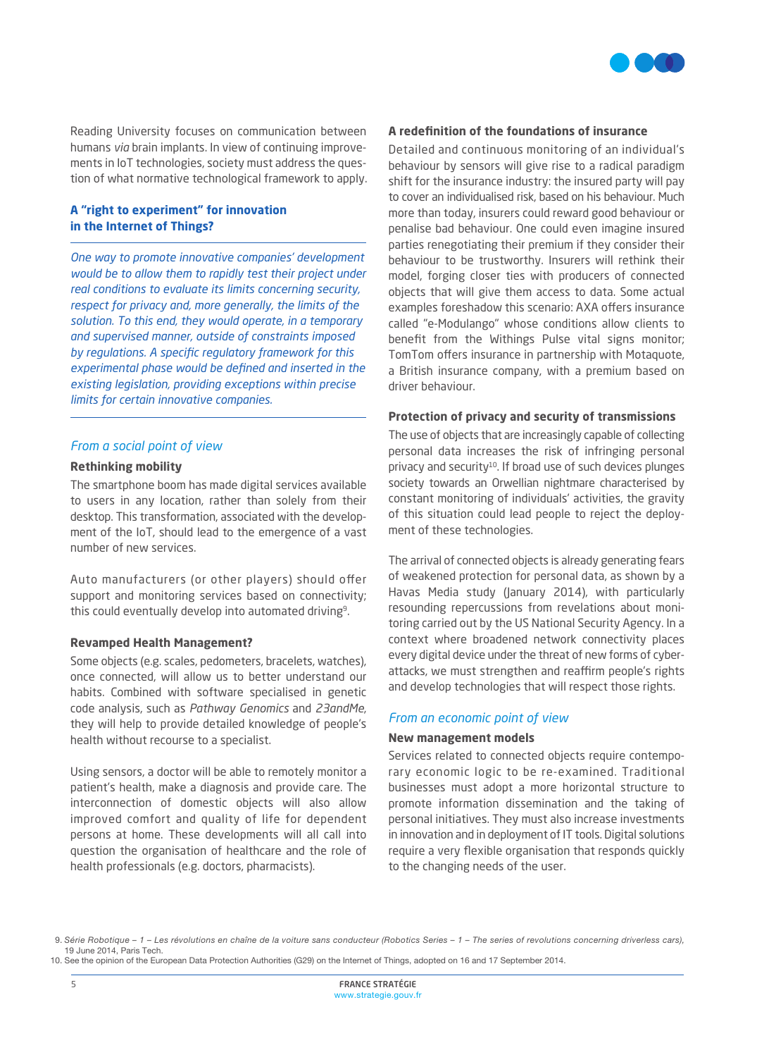Reading University focuses on communication between humans *via* brain implants. In view of continuing improvements in IoT technologies, society must address the question of what normative technological framework to apply.

## A "right to experiment" for innovation in the Internet of Things?

*One way to promote innovative companies' development would be to allow them to rapidly test their project under real conditions to evaluate its limits concerning security, respect for privacy and, more generally, the limits of the solution. To this end, they would operate, in a temporary and supervised manner, outside of constraints imposed by regulations. A specific regulatory framework for this experimental phase would be defined and inserted in the existing legislation, providing exceptions within precise limits for certain innovative companies.*

## *From a social point of view*

### Rethinking mobility

The smartphone boom has made digital services available to users in any location, rather than solely from their desktop. This transformation, associated with the development of the IoT, should lead to the emergence of a vast number of new services.

Auto manufacturers (or other players) should offer support and monitoring services based on connectivity; this could eventually develop into automated driving[9].

### Revamped Health Management?

Some objects (e.g. scales, pedometers, bracelets, watches), once connected, will allow us to better understand our habits. Combined with software specialised in genetic code analysis, such as *Pathway Genomics* and *23andMe*, they will help to provide detailed knowledge of people's health without recourse to a specialist.

Using sensors, a doctor will be able to remotely monitor a patient's health, make a diagnosis and provide care. The interconnection of domestic objects will also allow improved comfort and quality of life for dependent persons at home. These developments will all call into question the organisation of healthcare and the role of health professionals (e.g. doctors, pharmacists).

### A redefinition of the foundations of insurance

Detailed and continuous monitoring of an individual's behaviour by sensors will give rise to a radical paradigm shift for the insurance industry: the insured party will pay to cover an individualised risk, based on his behaviour. Much more than today, insurers could reward good behaviour or penalise bad behaviour. One could even imagine insured parties renegotiating their premium if they consider their behaviour to be trustworthy. Insurers will rethink their model, forging closer ties with producers of connected objects that will give them access to data. Some actual examples foreshadow this scenario: AXA offers insurance called "e-Modulango" whose conditions allow clients to benefit from the Withings Pulse vital signs monitor; TomTom offers insurance in partnership with Motaquote, a British insurance company, with a premium based on driver behaviour.

### Protection of privacy and security of transmissions

The use of objects that are increasingly capable of collecting personal data increases the risk of infringing personal privacy and security[10]. If broad use of such devices plunges society towards an Orwellian nightmare characterised by constant monitoring of individuals' activities, the gravity of this situation could lead people to reject the deployment of these technologies.

The arrival of connected objects is already generating fears of weakened protection for personal data, as shown by a Havas Media study (January 2014), with particularly resounding repercussions from revelations about monitoring carried out by the US National Security Agency. In a context where broadened network connectivity places every digital device under the threat of new forms of cyber-attacks, we must strengthen and reaffirm people's rights and develop technologies that will respect those rights.

## *From an economic point of view*

### New management models

Services related to connected objects require contemporary economic logic to be re-examined. Traditional businesses must adopt a more horizontal structure to promote information dissemination and the taking of personal initiatives. They must also increase investments in innovation and in deployment of IT tools. Digital solutions require a very flexible organisation that responds quickly to the changing needs of the user.

---

9. *Série Robotique – 1 – Les révolutions en chaîne de la voiture sans conducteur (Robotics Series – 1 – The series of revolutions concerning driverless cars),* 19 June 2014, Paris Tech.
10. See the opinion of the European Data Protection Authorities (G29) on the Internet of Things, adopted on 16 and 17 September 2014.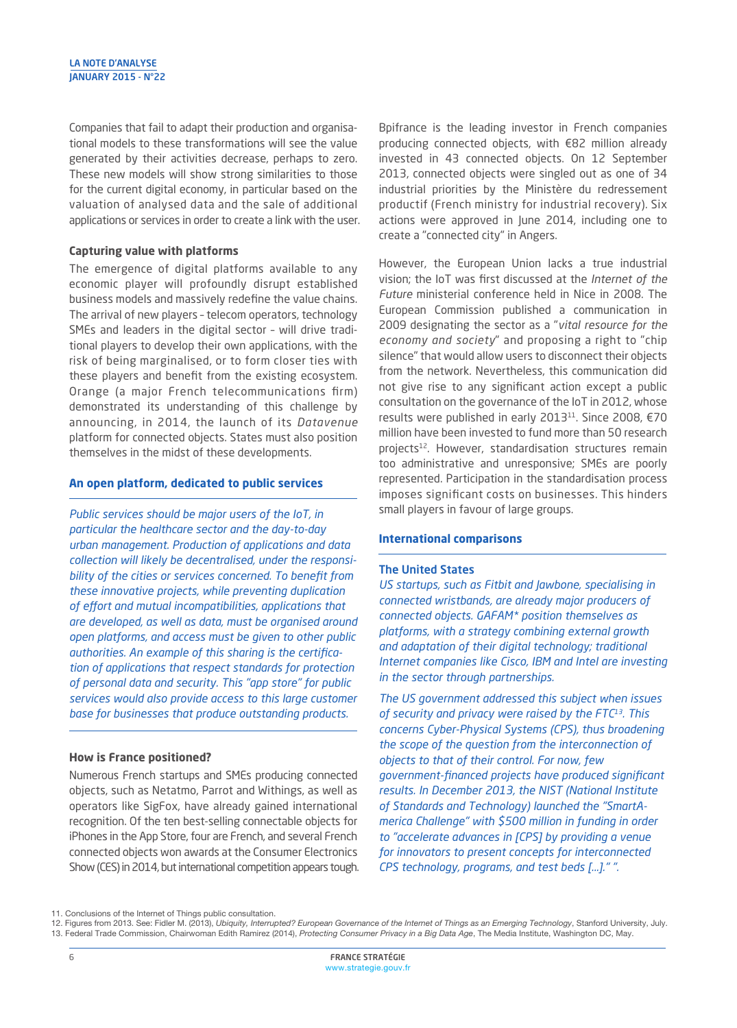Companies that fail to adapt their production and organisational models to these transformations will see the value generated by their activities decrease, perhaps to zero. These new models will show strong similarities to those for the current digital economy, in particular based on the valuation of analysed data and the sale of additional applications or services in order to create a link with the user.

### Capturing value with platforms

The emergence of digital platforms available to any economic player will profoundly disrupt established business models and massively redefine the value chains. The arrival of new players – telecom operators, technology SMEs and leaders in the digital sector – will drive traditional players to develop their own applications, with the risk of being marginalised, or to form closer ties with these players and benefit from the existing ecosystem. Orange (a major French telecommunications firm) demonstrated its understanding of this challenge by announcing, in 2014, the launch of its *Datavenue* platform for connected objects. States must also position themselves in the midst of these developments.

### An open platform, dedicated to public services

*Public services should be major users of the IoT, in particular the healthcare sector and the day-to-day urban management. Production of applications and data collection will likely be decentralised, under the responsibility of the cities or services concerned. To benefit from these innovative projects, while preventing duplication of effort and mutual incompatibilities, applications that are developed, as well as data, must be organised around open platforms, and access must be given to other public authorities. An example of this sharing is the certification of applications that respect standards for protection of personal data and security. This "app store" for public services would also provide access to this large customer base for businesses that produce outstanding products.*

### How is France positioned?

Numerous French startups and SMEs producing connected objects, such as Netatmo, Parrot and Withings, as well as operators like SigFox, have already gained international recognition. Of the ten best-selling connectable objects for iPhones in the App Store, four are French, and several French connected objects won awards at the Consumer Electronics Show (CES) in 2014, but international competition appears tough.

Bpifrance is the leading investor in French companies producing connected objects, with €82 million already invested in 43 connected objects. On 12 September 2013, connected objects were singled out as one of 34 industrial priorities by the Ministère du redressement productif (French ministry for industrial recovery). Six actions were approved in June 2014, including one to create a "connected city" in Angers.

However, the European Union lacks a true industrial vision; the IoT was first discussed at the *Internet of the Future* ministerial conference held in Nice in 2008. The European Commission published a communication in 2009 designating the sector as a "*vital resource for the economy and society*" and proposing a right to "chip silence" that would allow users to disconnect their objects from the network. Nevertheless, this communication did not give rise to any significant action except a public consultation on the governance of the IoT in 2012, whose results were published in early 2013[11]. Since 2008, €70 million have been invested to fund more than 50 research projects[12]. However, standardisation structures remain too administrative and unresponsive; SMEs are poorly represented. Participation in the standardisation process imposes significant costs on businesses. This hinders small players in favour of large groups.

### International comparisons

#### The United States

*US startups, such as Fitbit and Jawbone, specialising in connected wristbands, are already major producers of connected objects. GAFAM* position themselves as platforms, with a strategy combining external growth and adaptation of their digital technology; traditional Internet companies like Cisco, IBM and Intel are investing in the sector through partnerships.*

*The US government addressed this subject when issues of security and privacy were raised by the FTC[13]. This concerns Cyber-Physical Systems (CPS), thus broadening the scope of the question from the interconnection of objects to that of their control. For now, few government-financed projects have produced significant results. In December 2013, the NIST (National Institute of Standards and Technology) launched the "SmartAmerica Challenge" with $500 million in funding in order to "accelerate advances in [CPS] by providing a venue for innovators to present concepts for interconnected CPS technology, programs, and test beds […]." ".*

11. Conclusions of the Internet of Things public consultation.
12. Figures from 2013. See: Fidler M. (2013), *Ubiquity, Interrupted? European Governance of the Internet of Things as an Emerging Technology*, Stanford University, July.
13. Federal Trade Commission, Chairwoman Edith Ramirez (2014), *Protecting Consumer Privacy in a Big Data Age*, The Media Institute, Washington DC, May.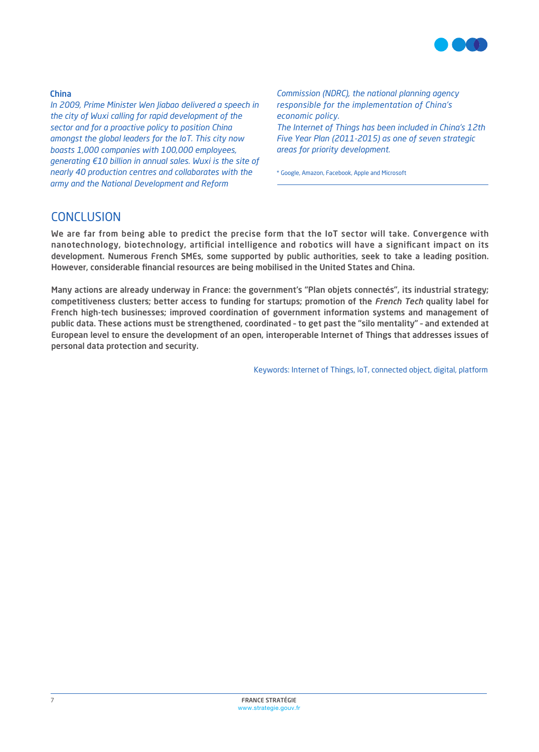**China**

*In 2009, Prime Minister Wen Jiabao delivered a speech in the city of Wuxi calling for rapid development of the sector and for a proactive policy to position China amongst the global leaders for the IoT. This city now boasts 1,000 companies with 100,000 employees, generating €10 billion in annual sales. Wuxi is the site of nearly 40 production centres and collaborates with the army and the National Development and Reform Commission (NDRC), the national planning agency responsible for the implementation of China's economic policy.*

*The Internet of Things has been included in China's 12th Five Year Plan (2011-2015) as one of seven strategic areas for priority development.*

* Google, Amazon, Facebook, Apple and Microsoft

## CONCLUSION

**We are far from being able to predict the precise form that the IoT sector will take. Convergence with nanotechnology, biotechnology, artificial intelligence and robotics will have a significant impact on its development. Numerous French SMEs, some supported by public authorities, seek to take a leading position. However, considerable financial resources are being mobilised in the United States and China.**

**Many actions are already underway in France: the government's "Plan objets connectés", its industrial strategy; competitiveness clusters; better access to funding for startups; promotion of the *French Tech* quality label for French high-tech businesses; improved coordination of government information systems and management of public data. These actions must be strengthened, coordinated - to get past the "silo mentality" - and extended at European level to ensure the development of an open, interoperable Internet of Things that addresses issues of personal data protection and security.**

Keywords: Internet of Things, IoT, connected object, digital, platform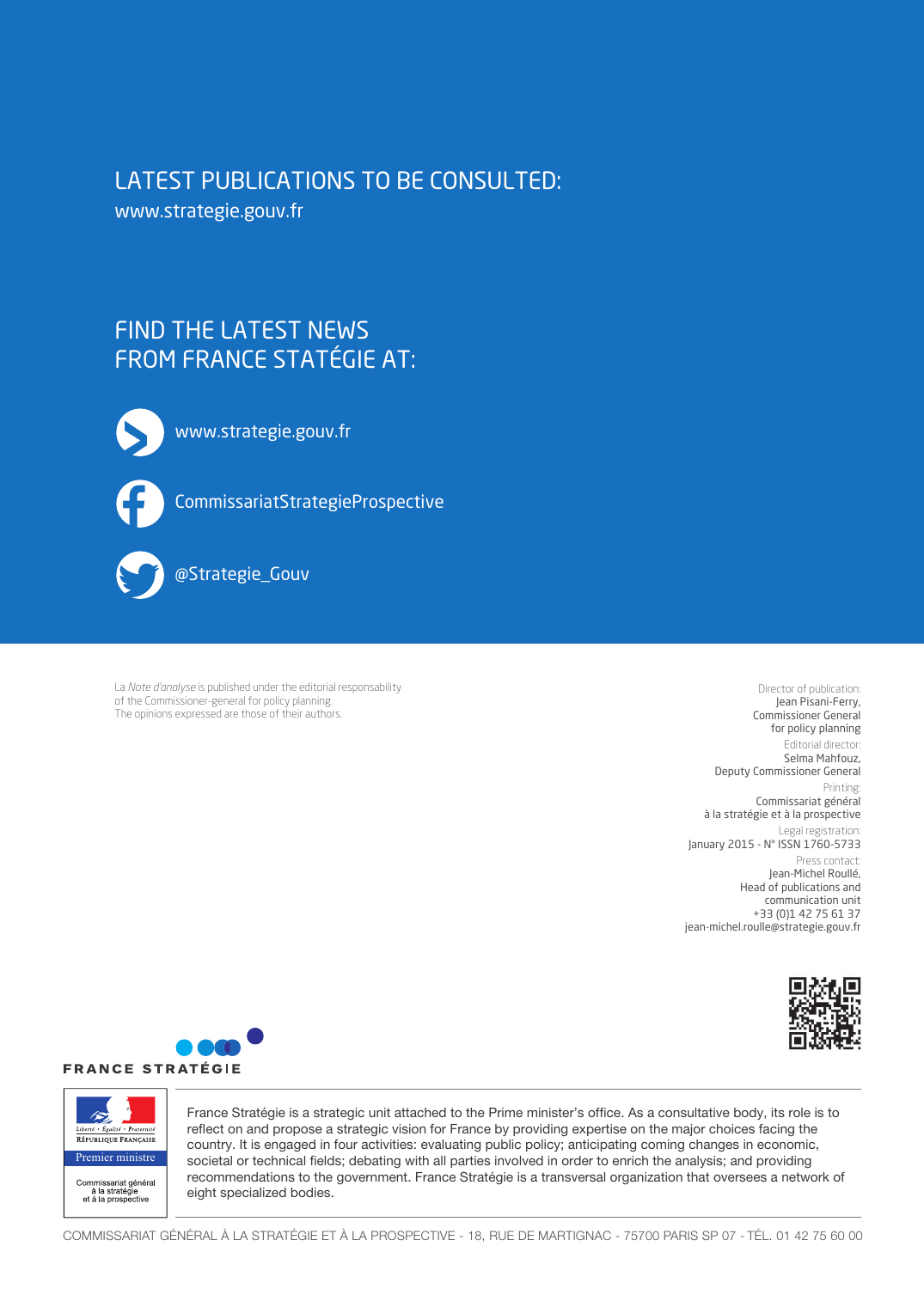## LATEST PUBLICATIONS TO BE CONSULTED:

www.strategie.gouv.fr

## FIND THE LATEST NEWS FROM FRANCE STRATÉGIE AT:

www.strategie.gouv.fr

CommissariatStrategieProspective

@Strategie_Gouv

La *Note d'analyse* is published under the editorial responsability of the Commissioner-general for policy planning.
The opinions expressed are those of their authors.

Director of publication:
Jean Pisani-Ferry,
Commissioner General
for policy planning

Editorial director:
Selma Mahfouz,
Deputy Commissioner General

Printing:
Commissariat général
à la stratégie et à la prospective

Legal registration:
January 2015 - N° ISSN 1760-5733

Press contact:
Jean-Michel Roullé,
Head of publications and
communication unit
+33 (0)1 42 75 61 37
jean-michel.roulle@strategie.gouv.fr

FRANCE STRATÉGIE

Liberté • Égalité • Fraternité
RÉPUBLIQUE FRANÇAISE
Premier ministre
Commissariat général à la stratégie et à la prospective

France Stratégie is a strategic unit attached to the Prime minister's office. As a consultative body, its role is to reflect on and propose a strategic vision for France by providing expertise on the major choices facing the country. It is engaged in four activities: evaluating public policy; anticipating coming changes in economic, societal or technical fields; debating with all parties involved in order to enrich the analysis; and providing recommendations to the government. France Stratégie is a transversal organization that oversees a network of eight specialized bodies.

COMMISSARIAT GÉNÉRAL À LA STRATÉGIE ET À LA PROSPECTIVE - 18, RUE DE MARTIGNAC - 75700 PARIS SP 07 - TÉL. 01 42 75 60 00